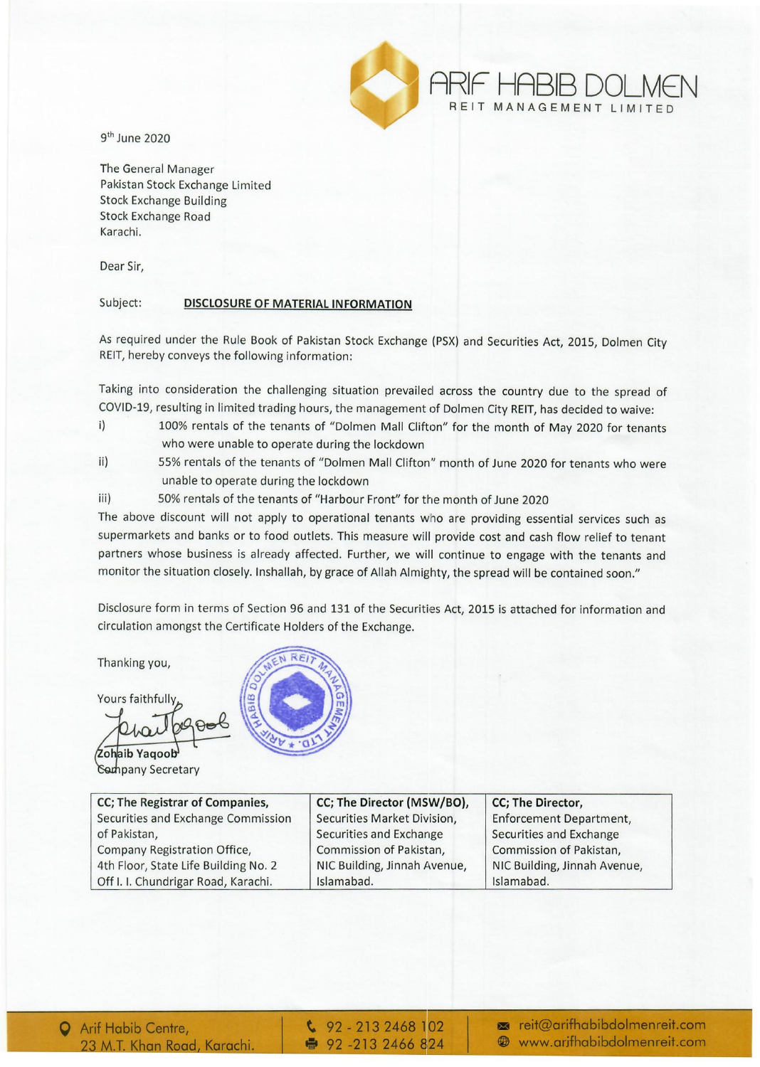ARIF HABIB DOLMEN
REIT MANAGEMENT LIMITED

9th June 2020

The General Manager
Pakistan Stock Exchange Limited
Stock Exchange Building
Stock Exchange Road
Karachi.

Dear Sir,

Subject: **DISCLOSURE OF MATERIAL INFORMATION**

As required under the Rule Book of Pakistan Stock Exchange (PSX) and Securities Act, 2015, Dolmen City REIT, hereby conveys the following information:

Taking into consideration the challenging situation prevailed across the country due to the spread of COVID-19, resulting in limited trading hours, the management of Dolmen City REIT, has decided to waive:

i) 100% rentals of the tenants of "Dolmen Mall Clifton" for the month of May 2020 for tenants who were unable to operate during the lockdown

ii) 55% rentals of the tenants of "Dolmen Mall Clifton" month of June 2020 for tenants who were unable to operate during the lockdown

iii) 50% rentals of the tenants of "Harbour Front" for the month of June 2020

The above discount will not apply to operational tenants who are providing essential services such as supermarkets and banks or to food outlets. This measure will provide cost and cash flow relief to tenant partners whose business is already affected. Further, we will continue to engage with the tenants and monitor the situation closely. Inshallah, by grace of Allah Almighty, the spread will be contained soon."

Disclosure form in terms of Section 96 and 131 of the Securities Act, 2015 is attached for information and circulation amongst the Certificate Holders of the Exchange.

Thanking you,

Yours faithfully,

Zohaib Yaqoob
Company Secretary

| **CC; The Registrar of Companies,** Securities and Exchange Commission of Pakistan, Company Registration Office, 4th Floor, State Life Building No. 2 Off I. I. Chundrigar Road, Karachi. | **CC; The Director (MSW/BO),** Securities Market Division, Securities and Exchange Commission of Pakistan, NIC Building, Jinnah Avenue, Islamabad. | **CC; The Director,** Enforcement Department, Securities and Exchange Commission of Pakistan, NIC Building, Jinnah Avenue, Islamabad. |
|---|---|---|

Arif Habib Centre, 23 M.T. Khan Road, Karachi. | 92 - 213 2468 102 | 92 -213 2466 824 | reit@arifhabibdolmenreit.com | www.arifhabibdolmenreit.com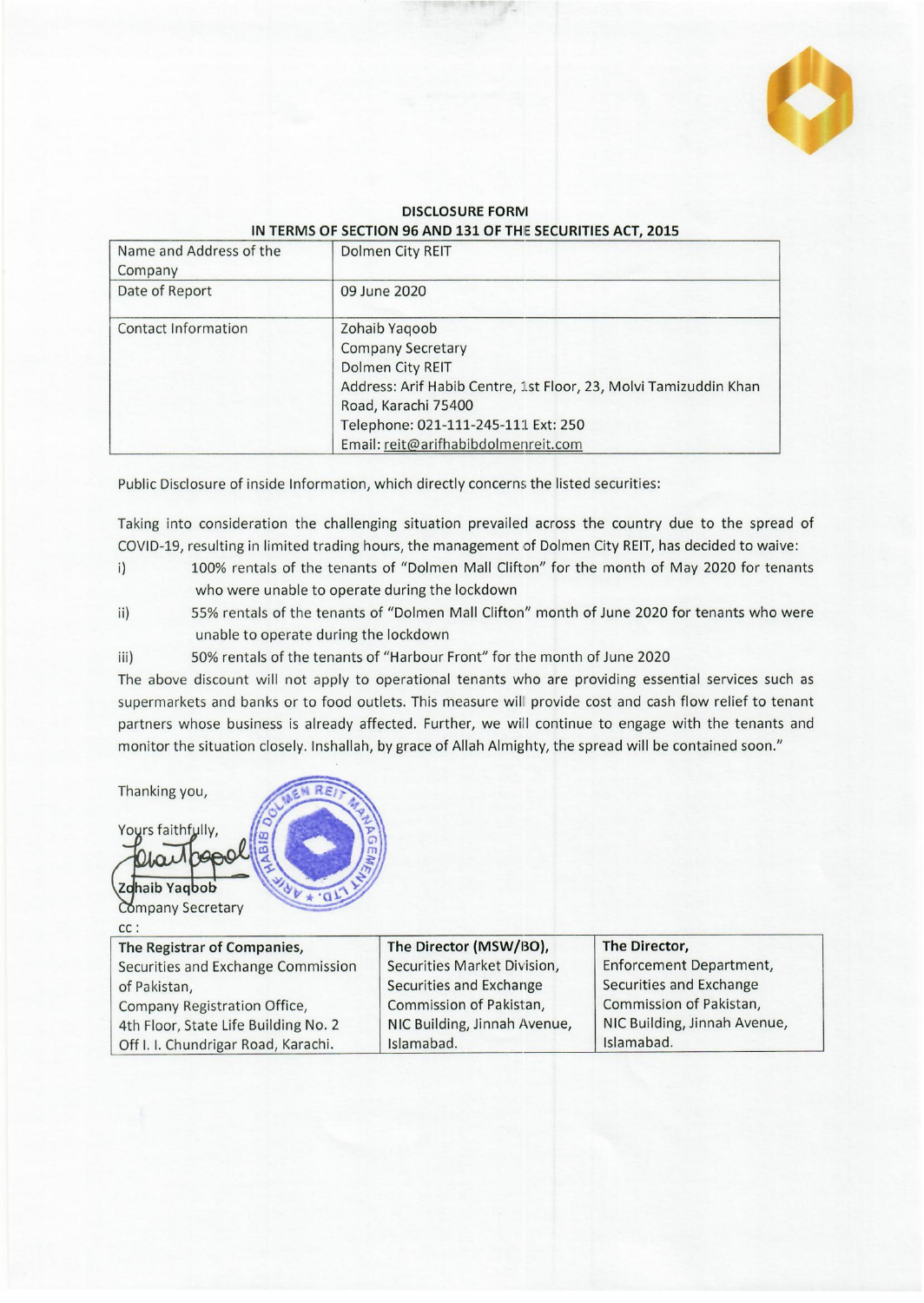**DISCLOSURE FORM**

**IN TERMS OF SECTION 96 AND 131 OF THE SECURITIES ACT, 2015**

| | |
|---|---|
| Name and Address of the Company | Dolmen City REIT |
| Date of Report | 09 June 2020 |
| Contact Information | Zohaib Yaqoob<br>Company Secretary<br>Dolmen City REIT<br>Address: Arif Habib Centre, 1st Floor, 23, Molvi Tamizuddin Khan Road, Karachi 75400<br>Telephone: 021-111-245-111 Ext: 250<br>Email: reit@arifhabibdolmenreit.com |

Public Disclosure of inside Information, which directly concerns the listed securities:

Taking into consideration the challenging situation prevailed across the country due to the spread of COVID-19, resulting in limited trading hours, the management of Dolmen City REIT, has decided to waive:

i) 100% rentals of the tenants of "Dolmen Mall Clifton" for the month of May 2020 for tenants who were unable to operate during the lockdown

ii) 55% rentals of the tenants of "Dolmen Mall Clifton" month of June 2020 for tenants who were unable to operate during the lockdown

iii) 50% rentals of the tenants of "Harbour Front" for the month of June 2020

The above discount will not apply to operational tenants who are providing essential services such as supermarkets and banks or to food outlets. This measure will provide cost and cash flow relief to tenant partners whose business is already affected. Further, we will continue to engage with the tenants and monitor the situation closely. Inshallah, by grace of Allah Almighty, the spread will be contained soon."

Thanking you,

Yours faithfully,

Zohaib Yaqoob
Company Secretary

cc :

| The Registrar of Companies, | The Director (MSW/BO), | The Director, |
|---|---|---|
| Securities and Exchange Commission of Pakistan,<br>Company Registration Office,<br>4th Floor, State Life Building No. 2<br>Off I. I. Chundrigar Road, Karachi. | Securities Market Division,<br>Securities and Exchange Commission of Pakistan,<br>NIC Building, Jinnah Avenue, Islamabad. | Enforcement Department,<br>Securities and Exchange Commission of Pakistan,<br>NIC Building, Jinnah Avenue, Islamabad. |